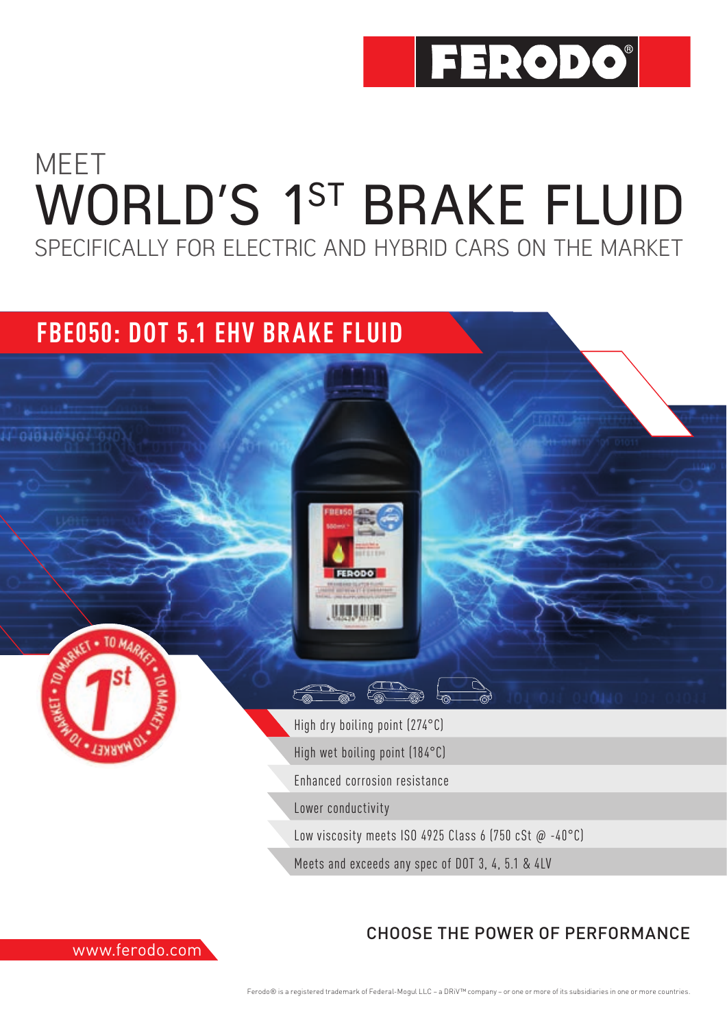FERODO®

# MEET WORLD'S 1ST BRAKE FLUID

SPECIFICALLY FOR ELECTRIC AND HYBRID CARS ON THE MARKET

## FBE050: DOT 5.1 EHV BRAKE FLUID

- High dry boiling point (274°C)
- High wet boiling point (184°C)
- Enhanced corrosion resistance
- Lower conductivity
- Low viscosity meets ISO 4925 Class 6 (750 cSt @ -40°C)
- Meets and exceeds any spec of DOT 3, 4, 5.1 & 4LV

1st TO MARKET

**CHOOSE THE POWER OF PERFORMANCE**

www.ferodo.com

Ferodo® is a registered trademark of Federal-Mogul LLC – a DRiV™ company – or one or more of its subsidiaries in one or more countries.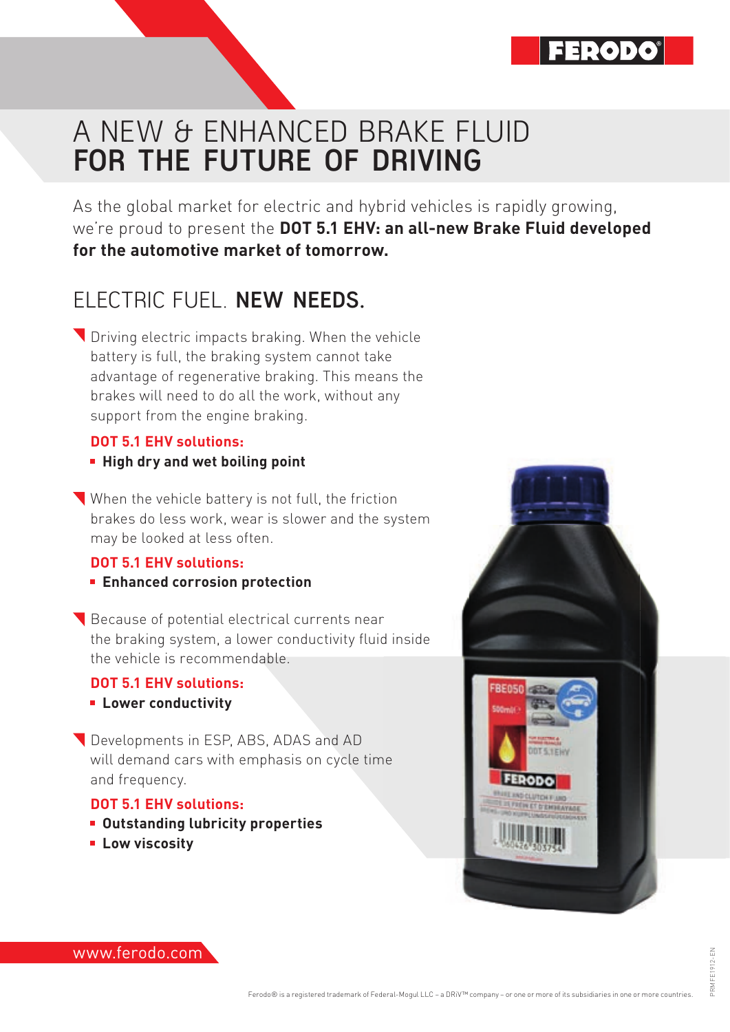FERODO

# A NEW & ENHANCED BRAKE FLUID **FOR THE FUTURE OF DRIVING**

As the global market for electric and hybrid vehicles is rapidly growing, we're proud to present the **DOT 5.1 EHV: an all-new Brake Fluid developed for the automotive market of tomorrow.**

## ELECTRIC FUEL. **NEW NEEDS.**

Driving electric impacts braking. When the vehicle battery is full, the braking system cannot take advantage of regenerative braking. This means the brakes will need to do all the work, without any support from the engine braking.

**DOT 5.1 EHV solutions:**

- **High dry and wet boiling point**

When the vehicle battery is not full, the friction brakes do less work, wear is slower and the system may be looked at less often.

**DOT 5.1 EHV solutions:**

- **Enhanced corrosion protection**

Because of potential electrical currents near the braking system, a lower conductivity fluid inside the vehicle is recommendable.

**DOT 5.1 EHV solutions:**

- **Lower conductivity**

Developments in ESP, ABS, ADAS and AD will demand cars with emphasis on cycle time and frequency.

**DOT 5.1 EHV solutions:**

- **Outstanding lubricity properties**
- **Low viscosity**

www.ferodo.com

Ferodo® is a registered trademark of Federal-Mogul LLC – a DRiV™ company – or one or more of its subsidiaries in one or more countries.

PRMFE1912-EN